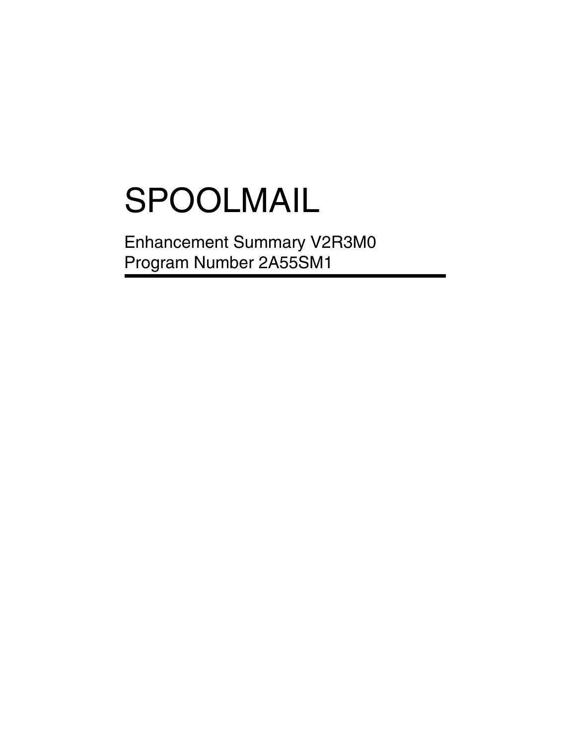# SPOOLMAIL

Enhancement Summary V2R3M0
Program Number 2A55SM1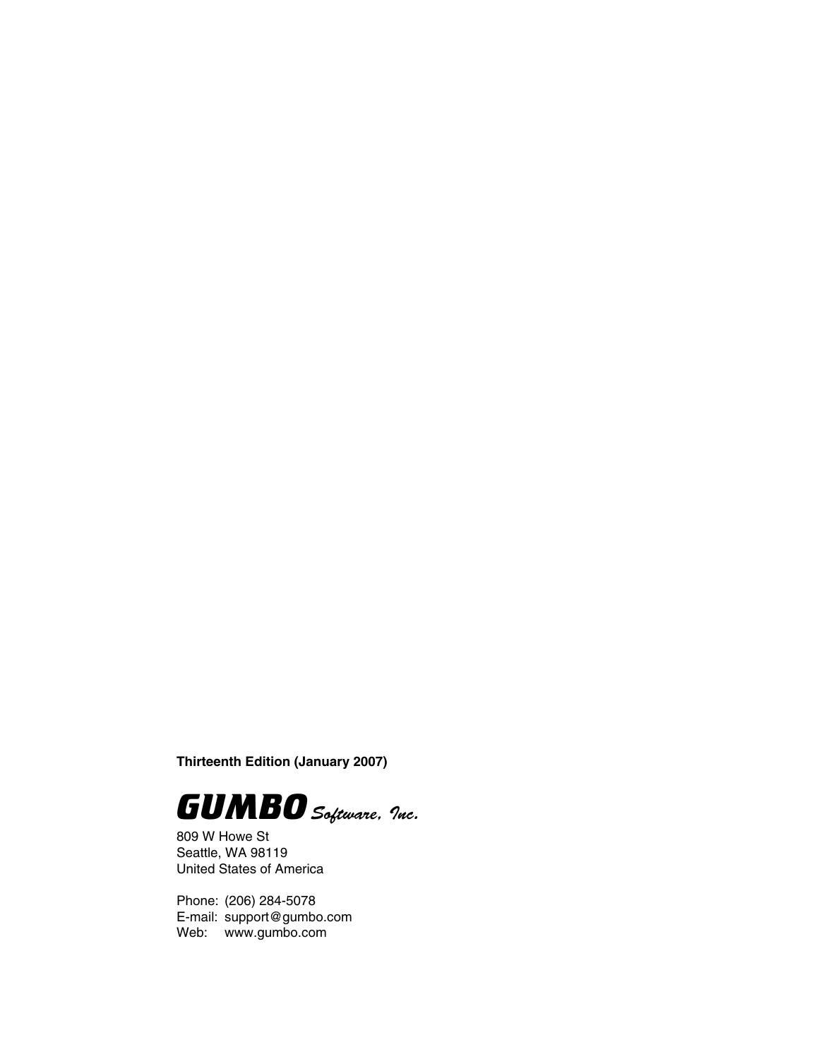**Thirteenth Edition (January 2007)**

***GUMBO** Software, Inc.*

809 W Howe St
Seattle, WA 98119
United States of America

Phone: (206) 284-5078
E-mail: support@gumbo.com
Web: www.gumbo.com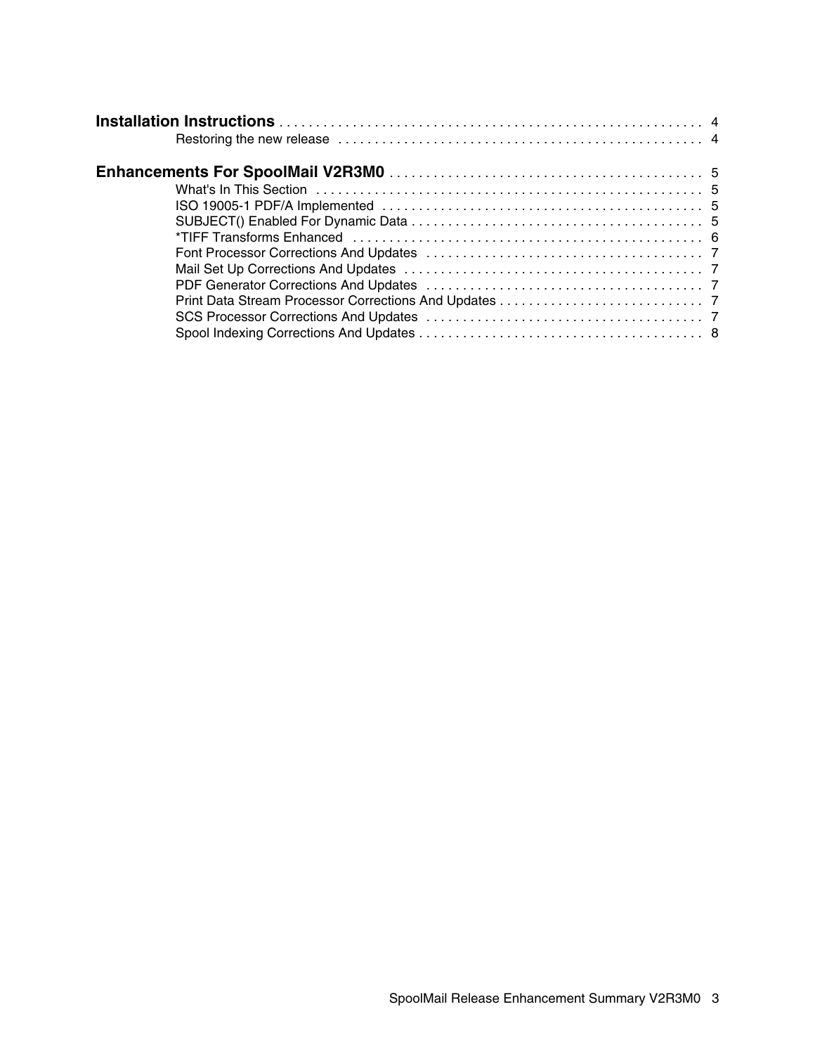**Installation Instructions** . . . . . . . . . . . . . . . . . . . . . . . . . . . . . . . . . . . . . . . . . . . . . . . . . . . . . . . . . . 4

Restoring the new release . . . . . . . . . . . . . . . . . . . . . . . . . . . . . . . . . . . . . . . . . . . . . . . . . . 4

**Enhancements For SpoolMail V2R3M0** . . . . . . . . . . . . . . . . . . . . . . . . . . . . . . . . . . . . . . . . . . . 5

What's In This Section . . . . . . . . . . . . . . . . . . . . . . . . . . . . . . . . . . . . . . . . . . . . . . . . . . . . . 5

ISO 19005-1 PDF/A Implemented . . . . . . . . . . . . . . . . . . . . . . . . . . . . . . . . . . . . . . . . . . . . 5

SUBJECT() Enabled For Dynamic Data . . . . . . . . . . . . . . . . . . . . . . . . . . . . . . . . . . . . . . . . 5

*TIFF Transforms Enhanced . . . . . . . . . . . . . . . . . . . . . . . . . . . . . . . . . . . . . . . . . . . . . . . . 6

Font Processor Corrections And Updates . . . . . . . . . . . . . . . . . . . . . . . . . . . . . . . . . . . . . . 7

Mail Set Up Corrections And Updates . . . . . . . . . . . . . . . . . . . . . . . . . . . . . . . . . . . . . . . . . 7

PDF Generator Corrections And Updates . . . . . . . . . . . . . . . . . . . . . . . . . . . . . . . . . . . . . . 7

Print Data Stream Processor Corrections And Updates . . . . . . . . . . . . . . . . . . . . . . . . . . . . 7

SCS Processor Corrections And Updates . . . . . . . . . . . . . . . . . . . . . . . . . . . . . . . . . . . . . . 7

Spool Indexing Corrections And Updates . . . . . . . . . . . . . . . . . . . . . . . . . . . . . . . . . . . . . . . 8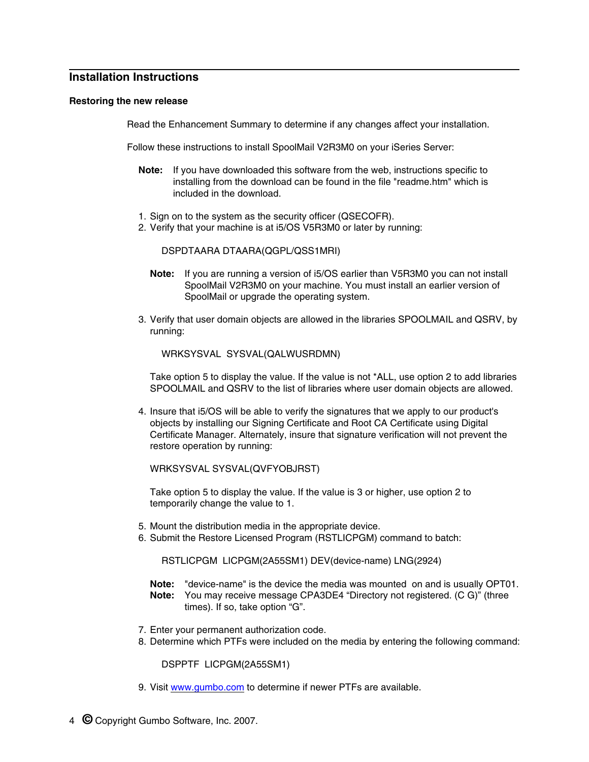## Installation Instructions

### Restoring the new release

Read the Enhancement Summary to determine if any changes affect your installation.

Follow these instructions to install SpoolMail V2R3M0 on your iSeries Server:

**Note:** If you have downloaded this software from the web, instructions specific to installing from the download can be found in the file "readme.htm" which is included in the download.

1. Sign on to the system as the security officer (QSECOFR).
2. Verify that your machine is at i5/OS V5R3M0 or later by running:

   ```
   DSPDTAARA DTAARA(QGPL/QSS1MRI)
   ```

   **Note:** If you are running a version of i5/OS earlier than V5R3M0 you can not install SpoolMail V2R3M0 on your machine. You must install an earlier version of SpoolMail or upgrade the operating system.

3. Verify that user domain objects are allowed in the libraries SPOOLMAIL and QSRV, by running:

   ```
   WRKSYSVAL  SYSVAL(QALWUSRDMN)
   ```

   Take option 5 to display the value. If the value is not *ALL, use option 2 to add libraries SPOOLMAIL and QSRV to the list of libraries where user domain objects are allowed.

4. Insure that i5/OS will be able to verify the signatures that we apply to our product's objects by installing our Signing Certificate and Root CA Certificate using Digital Certificate Manager. Alternately, insure that signature verification will not prevent the restore operation by running:

   ```
   WRKSYSVAL SYSVAL(QVFYOBJRST)
   ```

   Take option 5 to display the value. If the value is 3 or higher, use option 2 to temporarily change the value to 1.

5. Mount the distribution media in the appropriate device.
6. Submit the Restore Licensed Program (RSTLICPGM) command to batch:

   ```
   RSTLICPGM  LICPGM(2A55SM1) DEV(device-name) LNG(2924)
   ```

   **Note:** "device-name" is the device the media was mounted on and is usually OPT01.
   **Note:** You may receive message CPA3DE4 “Directory not registered. (C G)” (three times). If so, take option “G”.

7. Enter your permanent authorization code.
8. Determine which PTFs were included on the media by entering the following command:

   ```
   DSPPTF  LICPGM(2A55SM1)
   ```

9. Visit www.gumbo.com to determine if newer PTFs are available.

© Copyright Gumbo Software, Inc. 2007.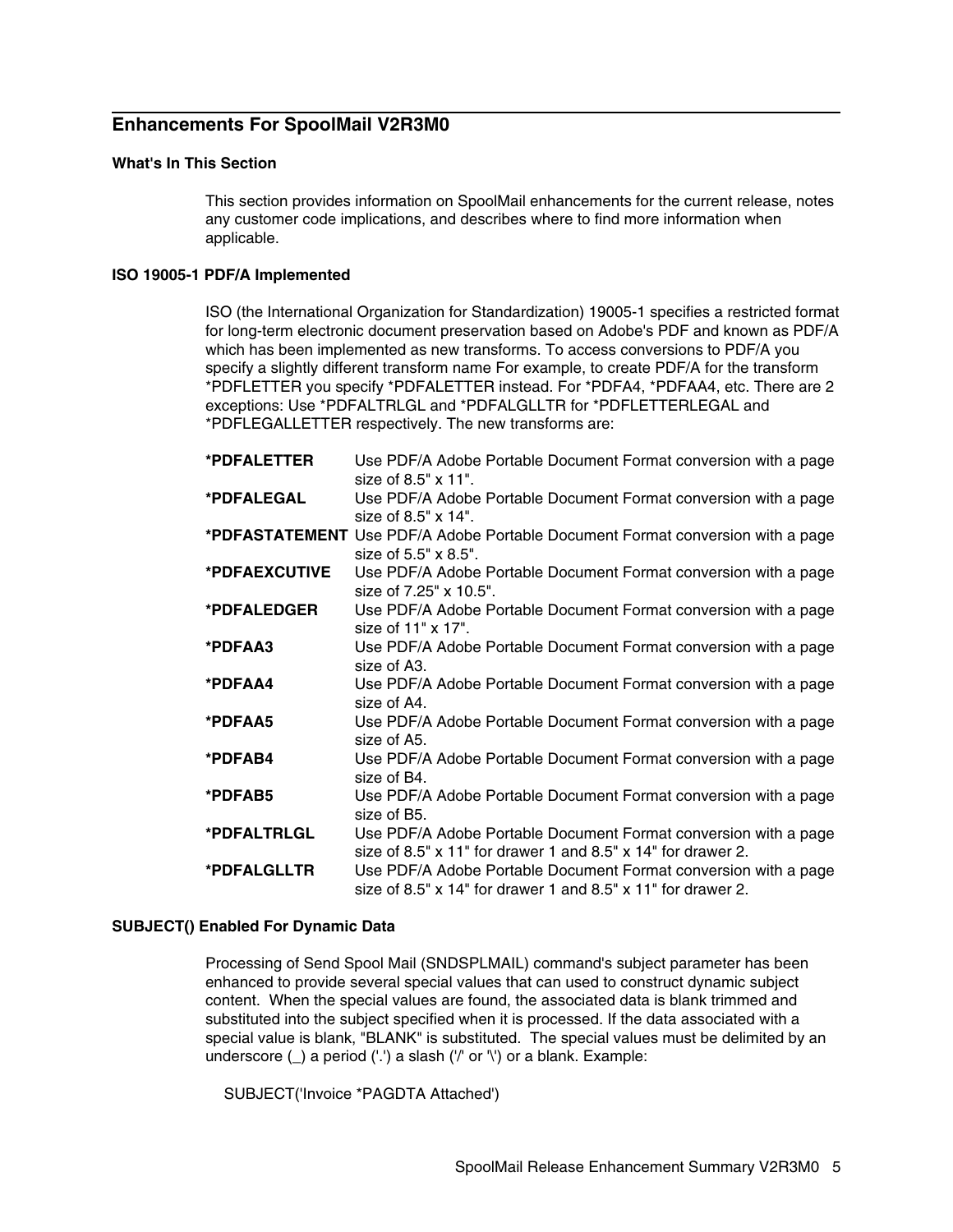## Enhancements For SpoolMail V2R3M0

### What's In This Section

This section provides information on SpoolMail enhancements for the current release, notes any customer code implications, and describes where to find more information when applicable.

### ISO 19005-1 PDF/A Implemented

ISO (the International Organization for Standardization) 19005-1 specifies a restricted format for long-term electronic document preservation based on Adobe's PDF and known as PDF/A which has been implemented as new transforms. To access conversions to PDF/A you specify a slightly different transform name For example, to create PDF/A for the transform *PDFLETTER you specify *PDFALETTER instead. For *PDFA4, *PDFAA4, etc. There are 2 exceptions: Use *PDFALTRLGL and *PDFALGLLTR for *PDFLETTERLEGAL and *PDFLEGALLETTER respectively. The new transforms are:

| | |
|---|---|
| **\*PDFALETTER** | Use PDF/A Adobe Portable Document Format conversion with a page size of 8.5" x 11". |
| **\*PDFALEGAL** | Use PDF/A Adobe Portable Document Format conversion with a page size of 8.5" x 14". |
| **\*PDFASTATEMENT** | Use PDF/A Adobe Portable Document Format conversion with a page size of 5.5" x 8.5". |
| **\*PDFAEXCUTIVE** | Use PDF/A Adobe Portable Document Format conversion with a page size of 7.25" x 10.5". |
| **\*PDFALEDGER** | Use PDF/A Adobe Portable Document Format conversion with a page size of 11" x 17". |
| **\*PDFAA3** | Use PDF/A Adobe Portable Document Format conversion with a page size of A3. |
| **\*PDFAA4** | Use PDF/A Adobe Portable Document Format conversion with a page size of A4. |
| **\*PDFAA5** | Use PDF/A Adobe Portable Document Format conversion with a page size of A5. |
| **\*PDFAB4** | Use PDF/A Adobe Portable Document Format conversion with a page size of B4. |
| **\*PDFAB5** | Use PDF/A Adobe Portable Document Format conversion with a page size of B5. |
| **\*PDFALTRLGL** | Use PDF/A Adobe Portable Document Format conversion with a page size of 8.5" x 11" for drawer 1 and 8.5" x 14" for drawer 2. |
| **\*PDFALGLLTR** | Use PDF/A Adobe Portable Document Format conversion with a page size of 8.5" x 14" for drawer 1 and 8.5" x 11" for drawer 2. |

### SUBJECT() Enabled For Dynamic Data

Processing of Send Spool Mail (SNDSPLMAIL) command's subject parameter has been enhanced to provide several special values that can used to construct dynamic subject content. When the special values are found, the associated data is blank trimmed and substituted into the subject specified when it is processed. If the data associated with a special value is blank, "BLANK" is substituted. The special values must be delimited by an underscore (_) a period ('.') a slash ('/' or '\') or a blank. Example:

```
SUBJECT('Invoice *PAGDTA Attached')
```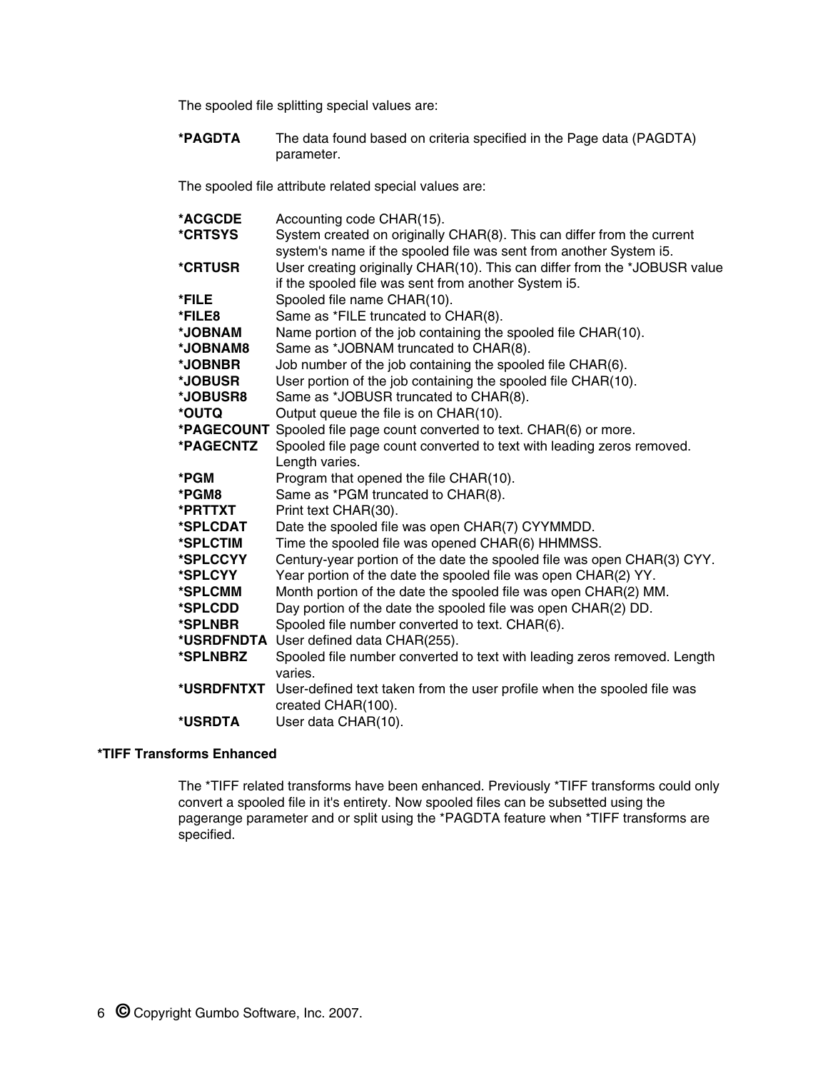The spooled file splitting special values are:

| | |
|---|---|
| **\*PAGDTA** | The data found based on criteria specified in the Page data (PAGDTA) parameter. |

The spooled file attribute related special values are:

| | |
|---|---|
| **\*ACGCDE** | Accounting code CHAR(15). |
| **\*CRTSYS** | System created on originally CHAR(8). This can differ from the current system's name if the spooled file was sent from another System i5. |
| **\*CRTUSR** | User creating originally CHAR(10). This can differ from the *JOBUSR value if the spooled file was sent from another System i5. |
| **\*FILE** | Spooled file name CHAR(10). |
| **\*FILE8** | Same as *FILE truncated to CHAR(8). |
| **\*JOBNAM** | Name portion of the job containing the spooled file CHAR(10). |
| **\*JOBNAM8** | Same as *JOBNAM truncated to CHAR(8). |
| **\*JOBNBR** | Job number of the job containing the spooled file CHAR(6). |
| **\*JOBUSR** | User portion of the job containing the spooled file CHAR(10). |
| **\*JOBUSR8** | Same as *JOBUSR truncated to CHAR(8). |
| **\*OUTQ** | Output queue the file is on CHAR(10). |
| **\*PAGECOUNT** | Spooled file page count converted to text. CHAR(6) or more. |
| **\*PAGECNTZ** | Spooled file page count converted to text with leading zeros removed. Length varies. |
| **\*PGM** | Program that opened the file CHAR(10). |
| **\*PGM8** | Same as *PGM truncated to CHAR(8). |
| **\*PRTTXT** | Print text CHAR(30). |
| **\*SPLCDAT** | Date the spooled file was open CHAR(7) CYYMMDD. |
| **\*SPLCTIM** | Time the spooled file was opened CHAR(6) HHMMSS. |
| **\*SPLCCYY** | Century-year portion of the date the spooled file was open CHAR(3) CYY. |
| **\*SPLCYY** | Year portion of the date the spooled file was open CHAR(2) YY. |
| **\*SPLCMM** | Month portion of the date the spooled file was open CHAR(2) MM. |
| **\*SPLCDD** | Day portion of the date the spooled file was open CHAR(2) DD. |
| **\*SPLNBR** | Spooled file number converted to text. CHAR(6). |
| **\*USRDFNDTA** | User defined data CHAR(255). |
| **\*SPLNBRZ** | Spooled file number converted to text with leading zeros removed. Length varies. |
| **\*USRDFNTXT** | User-defined text taken from the user profile when the spooled file was created CHAR(100). |
| **\*USRDTA** | User data CHAR(10). |

**\*TIFF Transforms Enhanced**

The *TIFF related transforms have been enhanced. Previously *TIFF transforms could only convert a spooled file in it's entirety. Now spooled files can be subsetted using the pagerange parameter and or split using the *PAGDTA feature when *TIFF transforms are specified.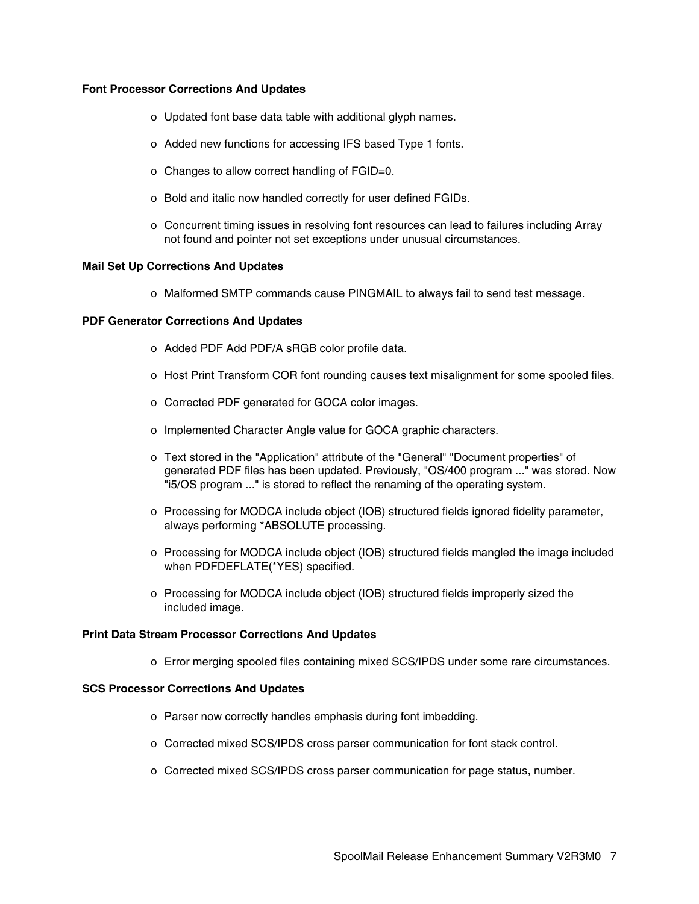### Font Processor Corrections And Updates

- Updated font base data table with additional glyph names.
- Added new functions for accessing IFS based Type 1 fonts.
- Changes to allow correct handling of FGID=0.
- Bold and italic now handled correctly for user defined FGIDs.
- Concurrent timing issues in resolving font resources can lead to failures including Array not found and pointer not set exceptions under unusual circumstances.

### Mail Set Up Corrections And Updates

- Malformed SMTP commands cause PINGMAIL to always fail to send test message.

### PDF Generator Corrections And Updates

- Added PDF Add PDF/A sRGB color profile data.
- Host Print Transform COR font rounding causes text misalignment for some spooled files.
- Corrected PDF generated for GOCA color images.
- Implemented Character Angle value for GOCA graphic characters.
- Text stored in the "Application" attribute of the "General" "Document properties" of generated PDF files has been updated. Previously, "OS/400 program ..." was stored. Now "i5/OS program ..." is stored to reflect the renaming of the operating system.
- Processing for MODCA include object (IOB) structured fields ignored fidelity parameter, always performing *ABSOLUTE processing.
- Processing for MODCA include object (IOB) structured fields mangled the image included when PDFDEFLATE(*YES) specified.
- Processing for MODCA include object (IOB) structured fields improperly sized the included image.

### Print Data Stream Processor Corrections And Updates

- Error merging spooled files containing mixed SCS/IPDS under some rare circumstances.

### SCS Processor Corrections And Updates

- Parser now correctly handles emphasis during font imbedding.
- Corrected mixed SCS/IPDS cross parser communication for font stack control.
- Corrected mixed SCS/IPDS cross parser communication for page status, number.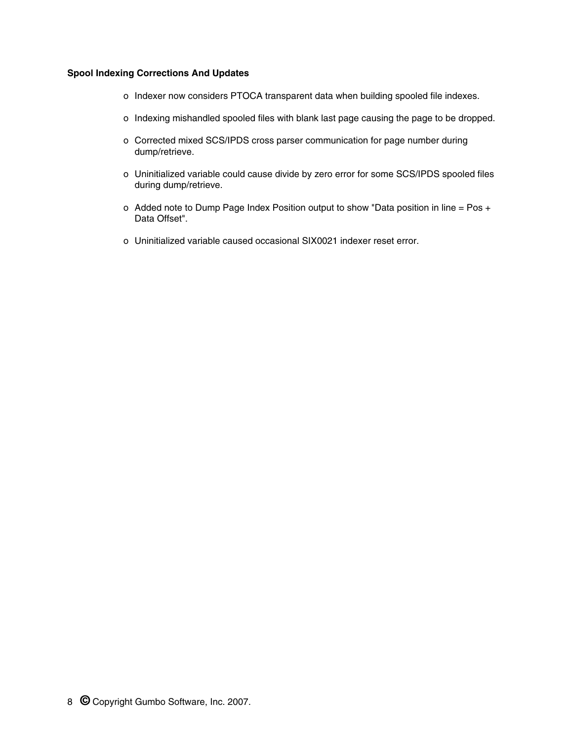**Spool Indexing Corrections And Updates**

- Indexer now considers PTOCA transparent data when building spooled file indexes.
- Indexing mishandled spooled files with blank last page causing the page to be dropped.
- Corrected mixed SCS/IPDS cross parser communication for page number during dump/retrieve.
- Uninitialized variable could cause divide by zero error for some SCS/IPDS spooled files during dump/retrieve.
- Added note to Dump Page Index Position output to show "Data position in line = Pos + Data Offset".
- Uninitialized variable caused occasional SIX0021 indexer reset error.